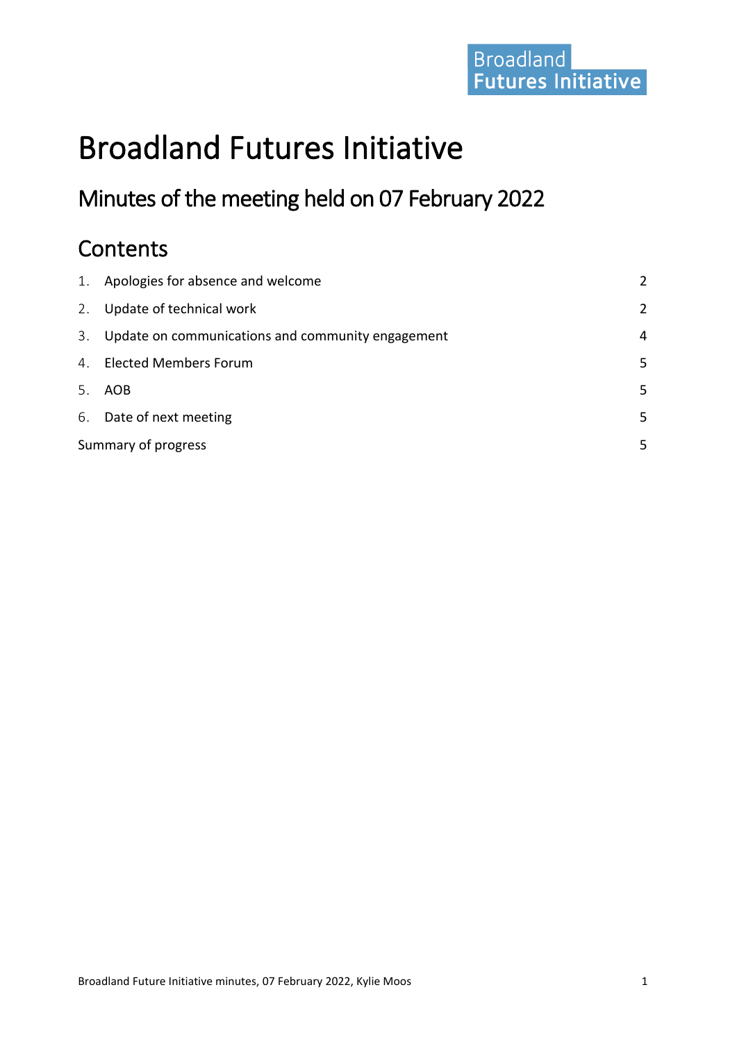# Broadland Futures Initiative

## Minutes of the meeting held on 07 February 2022

## Contents

1. Apologies for absence and welcome — 2
2. Update of technical work — 2
3. Update on communications and community engagement — 4
4. Elected Members Forum — 5
5. AOB — 5
6. Date of next meeting — 5

Summary of progress — 5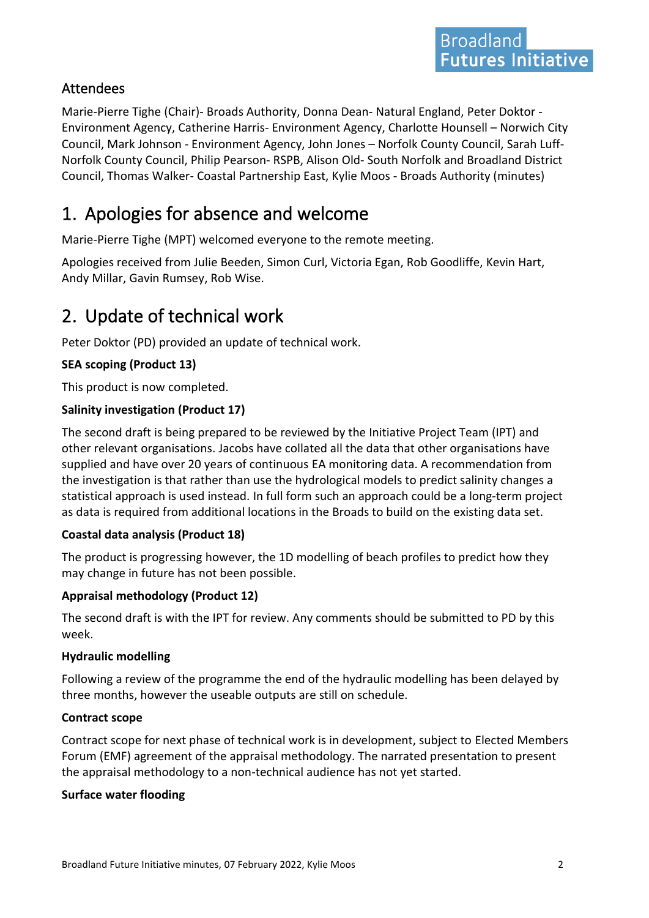## Attendees

Marie-Pierre Tighe (Chair)- Broads Authority, Donna Dean- Natural England, Peter Doktor - Environment Agency, Catherine Harris- Environment Agency, Charlotte Hounsell – Norwich City Council, Mark Johnson - Environment Agency, John Jones – Norfolk County Council, Sarah Luff-Norfolk County Council, Philip Pearson- RSPB, Alison Old- South Norfolk and Broadland District Council, Thomas Walker- Coastal Partnership East, Kylie Moos - Broads Authority (minutes)

# 1. Apologies for absence and welcome

Marie-Pierre Tighe (MPT) welcomed everyone to the remote meeting.

Apologies received from Julie Beeden, Simon Curl, Victoria Egan, Rob Goodliffe, Kevin Hart, Andy Millar, Gavin Rumsey, Rob Wise.

# 2. Update of technical work

Peter Doktor (PD) provided an update of technical work.

**SEA scoping (Product 13)**

This product is now completed.

**Salinity investigation (Product 17)**

The second draft is being prepared to be reviewed by the Initiative Project Team (IPT) and other relevant organisations. Jacobs have collated all the data that other organisations have supplied and have over 20 years of continuous EA monitoring data. A recommendation from the investigation is that rather than use the hydrological models to predict salinity changes a statistical approach is used instead. In full form such an approach could be a long-term project as data is required from additional locations in the Broads to build on the existing data set.

**Coastal data analysis (Product 18)**

The product is progressing however, the 1D modelling of beach profiles to predict how they may change in future has not been possible.

**Appraisal methodology (Product 12)**

The second draft is with the IPT for review. Any comments should be submitted to PD by this week.

**Hydraulic modelling**

Following a review of the programme the end of the hydraulic modelling has been delayed by three months, however the useable outputs are still on schedule.

**Contract scope**

Contract scope for next phase of technical work is in development, subject to Elected Members Forum (EMF) agreement of the appraisal methodology. The narrated presentation to present the appraisal methodology to a non-technical audience has not yet started.

**Surface water flooding**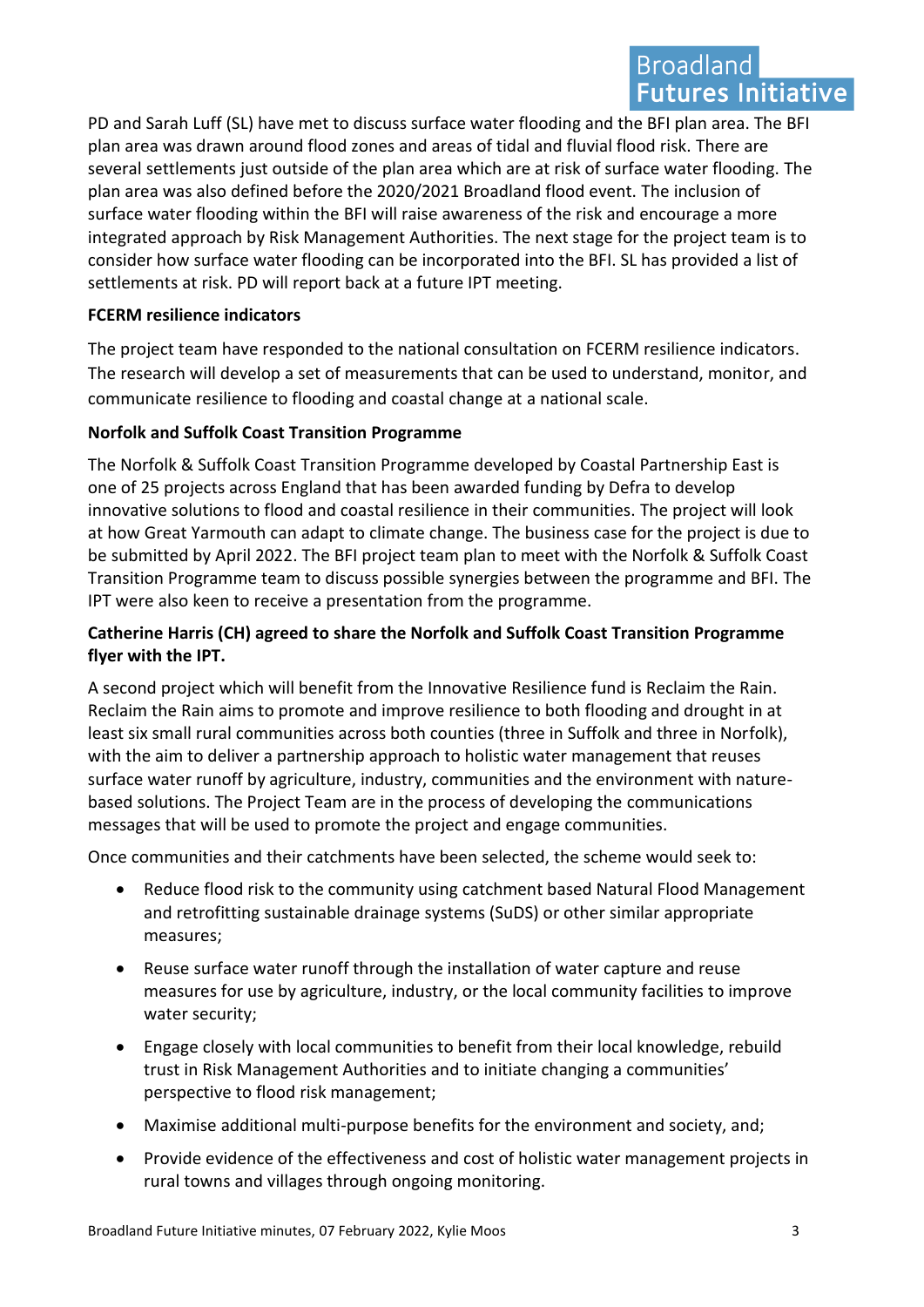PD and Sarah Luff (SL) have met to discuss surface water flooding and the BFI plan area. The BFI plan area was drawn around flood zones and areas of tidal and fluvial flood risk. There are several settlements just outside of the plan area which are at risk of surface water flooding. The plan area was also defined before the 2020/2021 Broadland flood event. The inclusion of surface water flooding within the BFI will raise awareness of the risk and encourage a more integrated approach by Risk Management Authorities. The next stage for the project team is to consider how surface water flooding can be incorporated into the BFI. SL has provided a list of settlements at risk. PD will report back at a future IPT meeting.

**FCERM resilience indicators**

The project team have responded to the national consultation on FCERM resilience indicators. The research will develop a set of measurements that can be used to understand, monitor, and communicate resilience to flooding and coastal change at a national scale.

**Norfolk and Suffolk Coast Transition Programme**

The Norfolk & Suffolk Coast Transition Programme developed by Coastal Partnership East is one of 25 projects across England that has been awarded funding by Defra to develop innovative solutions to flood and coastal resilience in their communities. The project will look at how Great Yarmouth can adapt to climate change. The business case for the project is due to be submitted by April 2022. The BFI project team plan to meet with the Norfolk & Suffolk Coast Transition Programme team to discuss possible synergies between the programme and BFI. The IPT were also keen to receive a presentation from the programme.

**Catherine Harris (CH) agreed to share the Norfolk and Suffolk Coast Transition Programme flyer with the IPT.**

A second project which will benefit from the Innovative Resilience fund is Reclaim the Rain. Reclaim the Rain aims to promote and improve resilience to both flooding and drought in at least six small rural communities across both counties (three in Suffolk and three in Norfolk), with the aim to deliver a partnership approach to holistic water management that reuses surface water runoff by agriculture, industry, communities and the environment with nature-based solutions. The Project Team are in the process of developing the communications messages that will be used to promote the project and engage communities.

Once communities and their catchments have been selected, the scheme would seek to:

- Reduce flood risk to the community using catchment based Natural Flood Management and retrofitting sustainable drainage systems (SuDS) or other similar appropriate measures;
- Reuse surface water runoff through the installation of water capture and reuse measures for use by agriculture, industry, or the local community facilities to improve water security;
- Engage closely with local communities to benefit from their local knowledge, rebuild trust in Risk Management Authorities and to initiate changing a communities' perspective to flood risk management;
- Maximise additional multi-purpose benefits for the environment and society, and;
- Provide evidence of the effectiveness and cost of holistic water management projects in rural towns and villages through ongoing monitoring.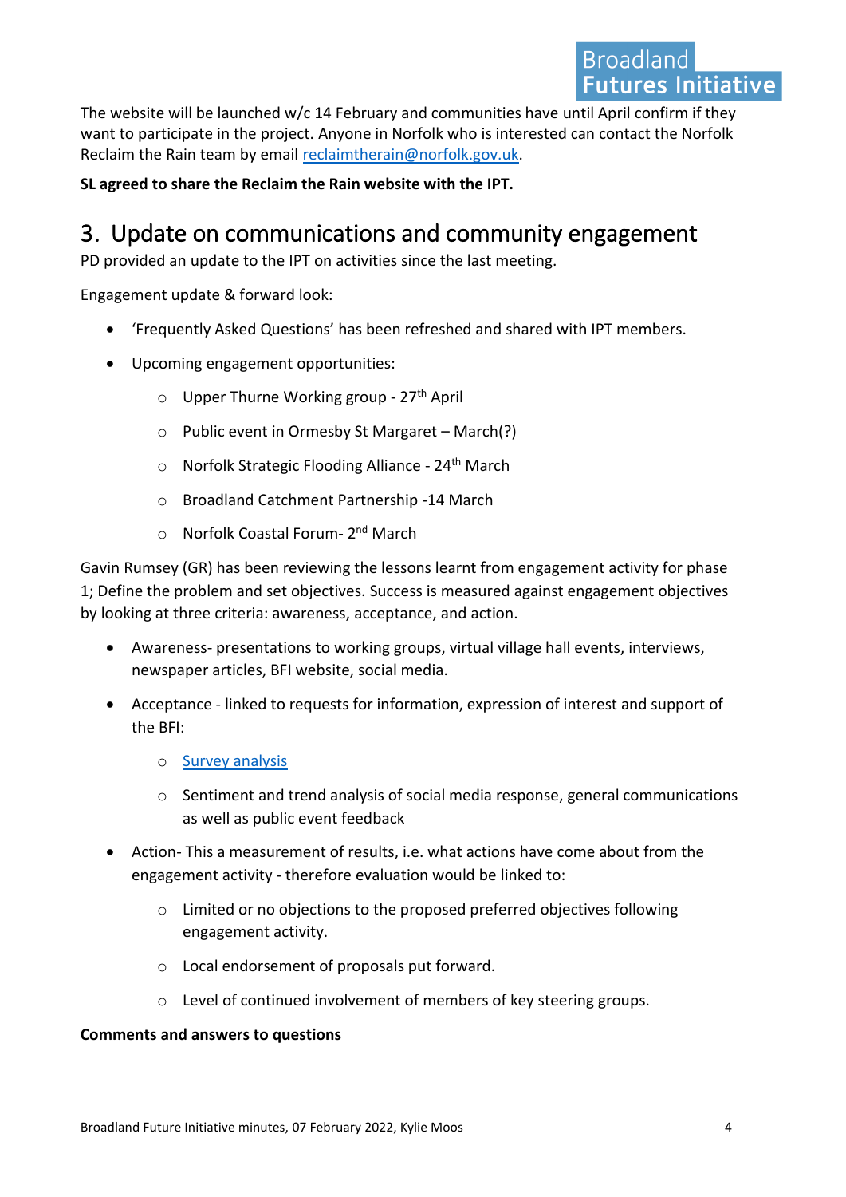The website will be launched w/c 14 February and communities have until April confirm if they want to participate in the project. Anyone in Norfolk who is interested can contact the Norfolk Reclaim the Rain team by email reclaimtherain@norfolk.gov.uk.

**SL agreed to share the Reclaim the Rain website with the IPT.**

# 3. Update on communications and community engagement

PD provided an update to the IPT on activities since the last meeting.

Engagement update & forward look:

- 'Frequently Asked Questions' has been refreshed and shared with IPT members.
- Upcoming engagement opportunities:
  - Upper Thurne Working group - 27th April
  - Public event in Ormesby St Margaret – March(?)
  - Norfolk Strategic Flooding Alliance - 24th March
  - Broadland Catchment Partnership -14 March
  - Norfolk Coastal Forum- 2nd March

Gavin Rumsey (GR) has been reviewing the lessons learnt from engagement activity for phase 1; Define the problem and set objectives. Success is measured against engagement objectives by looking at three criteria: awareness, acceptance, and action.

- Awareness- presentations to working groups, virtual village hall events, interviews, newspaper articles, BFI website, social media.
- Acceptance - linked to requests for information, expression of interest and support of the BFI:
  - Survey analysis
  - Sentiment and trend analysis of social media response, general communications as well as public event feedback
- Action- This a measurement of results, i.e. what actions have come about from the engagement activity - therefore evaluation would be linked to:
  - Limited or no objections to the proposed preferred objectives following engagement activity.
  - Local endorsement of proposals put forward.
  - Level of continued involvement of members of key steering groups.

**Comments and answers to questions**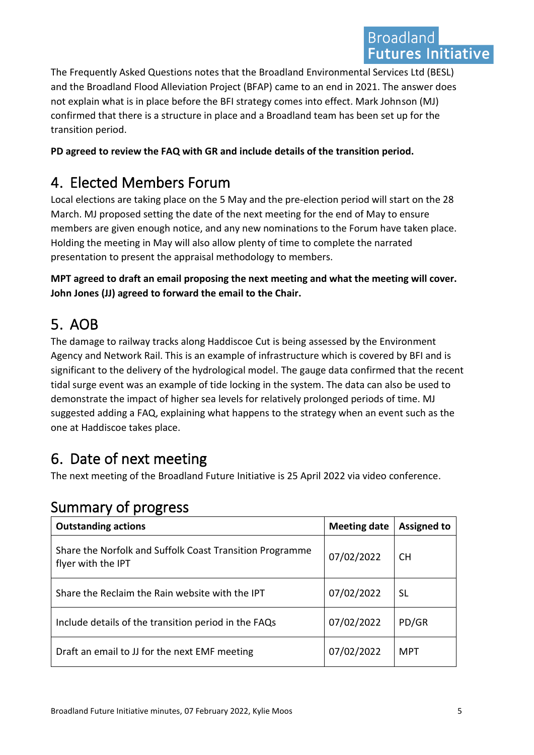The Frequently Asked Questions notes that the Broadland Environmental Services Ltd (BESL) and the Broadland Flood Alleviation Project (BFAP) came to an end in 2021. The answer does not explain what is in place before the BFI strategy comes into effect. Mark Johnson (MJ) confirmed that there is a structure in place and a Broadland team has been set up for the transition period.

**PD agreed to review the FAQ with GR and include details of the transition period.**

# 4. Elected Members Forum

Local elections are taking place on the 5 May and the pre-election period will start on the 28 March. MJ proposed setting the date of the next meeting for the end of May to ensure members are given enough notice, and any new nominations to the Forum have taken place. Holding the meeting in May will also allow plenty of time to complete the narrated presentation to present the appraisal methodology to members.

**MPT agreed to draft an email proposing the next meeting and what the meeting will cover. John Jones (JJ) agreed to forward the email to the Chair.**

# 5. AOB

The damage to railway tracks along Haddiscoe Cut is being assessed by the Environment Agency and Network Rail. This is an example of infrastructure which is covered by BFI and is significant to the delivery of the hydrological model. The gauge data confirmed that the recent tidal surge event was an example of tide locking in the system. The data can also be used to demonstrate the impact of higher sea levels for relatively prolonged periods of time. MJ suggested adding a FAQ, explaining what happens to the strategy when an event such as the one at Haddiscoe takes place.

# 6. Date of next meeting

The next meeting of the Broadland Future Initiative is 25 April 2022 via video conference.

## Summary of progress

| Outstanding actions | Meeting date | Assigned to |
|---|---|---|
| Share the Norfolk and Suffolk Coast Transition Programme flyer with the IPT | 07/02/2022 | CH |
| Share the Reclaim the Rain website with the IPT | 07/02/2022 | SL |
| Include details of the transition period in the FAQs | 07/02/2022 | PD/GR |
| Draft an email to JJ for the next EMF meeting | 07/02/2022 | MPT |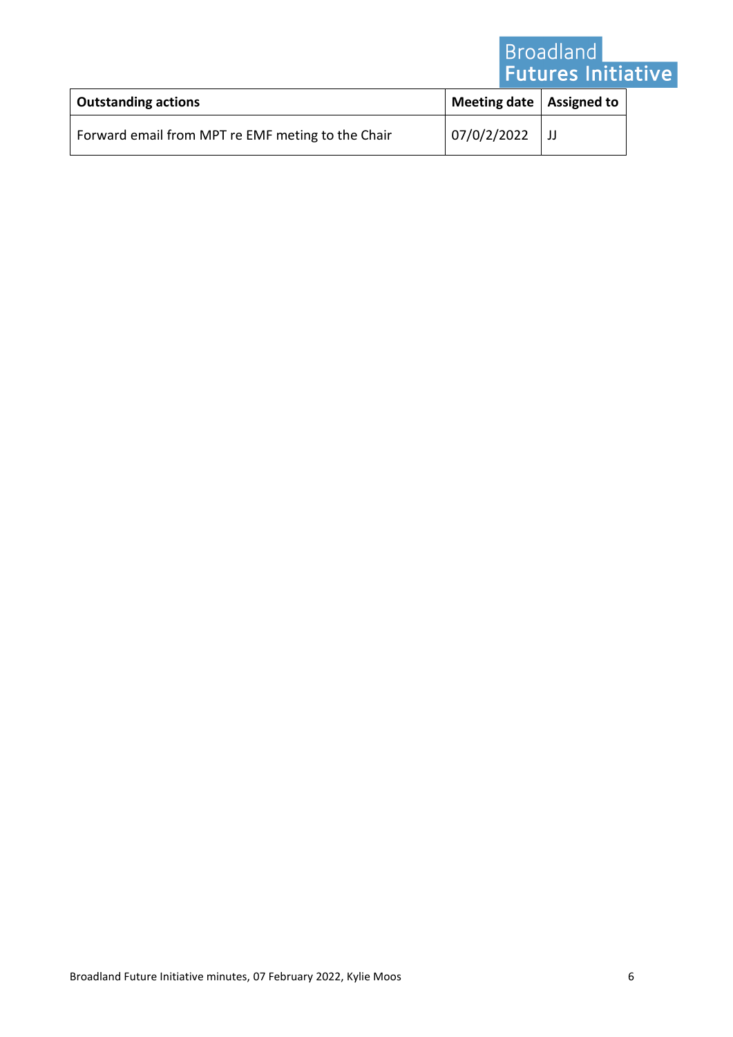| Outstanding actions | Meeting date | Assigned to |
| --- | --- | --- |
| Forward email from MPT re EMF meting to the Chair | 07/0/2/2022 | JJ |